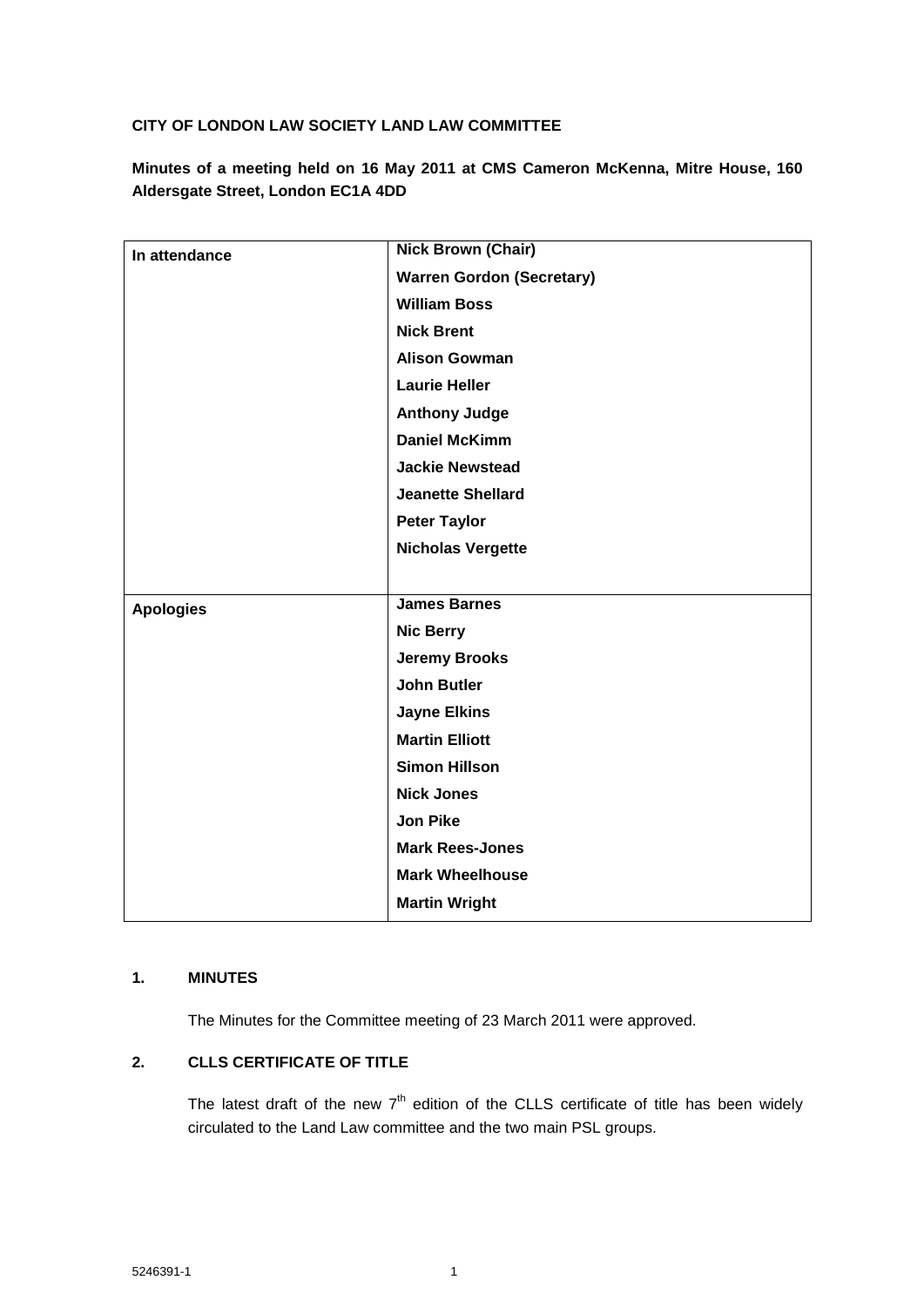**CITY OF LONDON LAW SOCIETY LAND LAW COMMITTEE**

**Minutes of a meeting held on 16 May 2011 at CMS Cameron McKenna, Mitre House, 160 Aldersgate Street, London EC1A 4DD**

| | |
|---|---|
| **In attendance** | **Nick Brown (Chair)** |
| | **Warren Gordon (Secretary)** |
| | **William Boss** |
| | **Nick Brent** |
| | **Alison Gowman** |
| | **Laurie Heller** |
| | **Anthony Judge** |
| | **Daniel McKimm** |
| | **Jackie Newstead** |
| | **Jeanette Shellard** |
| | **Peter Taylor** |
| | **Nicholas Vergette** |
| **Apologies** | **James Barnes** |
| | **Nic Berry** |
| | **Jeremy Brooks** |
| | **John Butler** |
| | **Jayne Elkins** |
| | **Martin Elliott** |
| | **Simon Hillson** |
| | **Nick Jones** |
| | **Jon Pike** |
| | **Mark Rees-Jones** |
| | **Mark Wheelhouse** |
| | **Martin Wright** |

## 1. MINUTES

The Minutes for the Committee meeting of 23 March 2011 were approved.

## 2. CLLS CERTIFICATE OF TITLE

The latest draft of the new 7th edition of the CLLS certificate of title has been widely circulated to the Land Law committee and the two main PSL groups.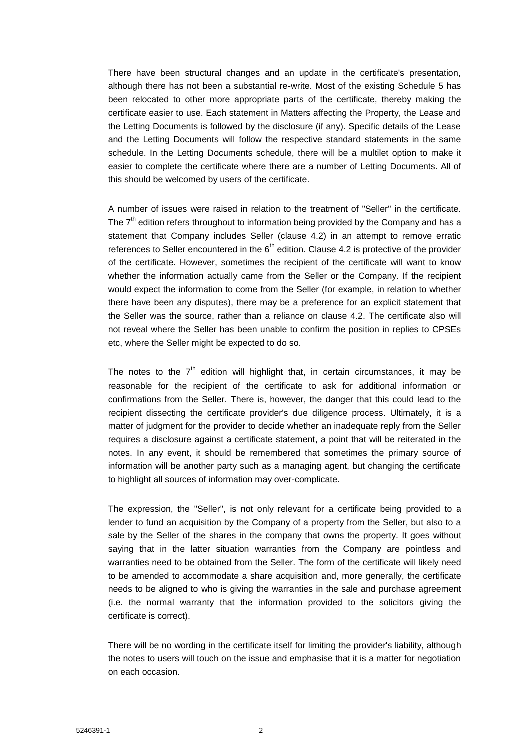There have been structural changes and an update in the certificate's presentation, although there has not been a substantial re-write. Most of the existing Schedule 5 has been relocated to other more appropriate parts of the certificate, thereby making the certificate easier to use. Each statement in Matters affecting the Property, the Lease and the Letting Documents is followed by the disclosure (if any). Specific details of the Lease and the Letting Documents will follow the respective standard statements in the same schedule. In the Letting Documents schedule, there will be a multilet option to make it easier to complete the certificate where there are a number of Letting Documents. All of this should be welcomed by users of the certificate.

A number of issues were raised in relation to the treatment of "Seller" in the certificate. The 7th edition refers throughout to information being provided by the Company and has a statement that Company includes Seller (clause 4.2) in an attempt to remove erratic references to Seller encountered in the 6th edition. Clause 4.2 is protective of the provider of the certificate. However, sometimes the recipient of the certificate will want to know whether the information actually came from the Seller or the Company. If the recipient would expect the information to come from the Seller (for example, in relation to whether there have been any disputes), there may be a preference for an explicit statement that the Seller was the source, rather than a reliance on clause 4.2. The certificate also will not reveal where the Seller has been unable to confirm the position in replies to CPSEs etc, where the Seller might be expected to do so.

The notes to the 7th edition will highlight that, in certain circumstances, it may be reasonable for the recipient of the certificate to ask for additional information or confirmations from the Seller. There is, however, the danger that this could lead to the recipient dissecting the certificate provider's due diligence process. Ultimately, it is a matter of judgment for the provider to decide whether an inadequate reply from the Seller requires a disclosure against a certificate statement, a point that will be reiterated in the notes. In any event, it should be remembered that sometimes the primary source of information will be another party such as a managing agent, but changing the certificate to highlight all sources of information may over-complicate.

The expression, the "Seller", is not only relevant for a certificate being provided to a lender to fund an acquisition by the Company of a property from the Seller, but also to a sale by the Seller of the shares in the company that owns the property. It goes without saying that in the latter situation warranties from the Company are pointless and warranties need to be obtained from the Seller. The form of the certificate will likely need to be amended to accommodate a share acquisition and, more generally, the certificate needs to be aligned to who is giving the warranties in the sale and purchase agreement (i.e. the normal warranty that the information provided to the solicitors giving the certificate is correct).

There will be no wording in the certificate itself for limiting the provider's liability, although the notes to users will touch on the issue and emphasise that it is a matter for negotiation on each occasion.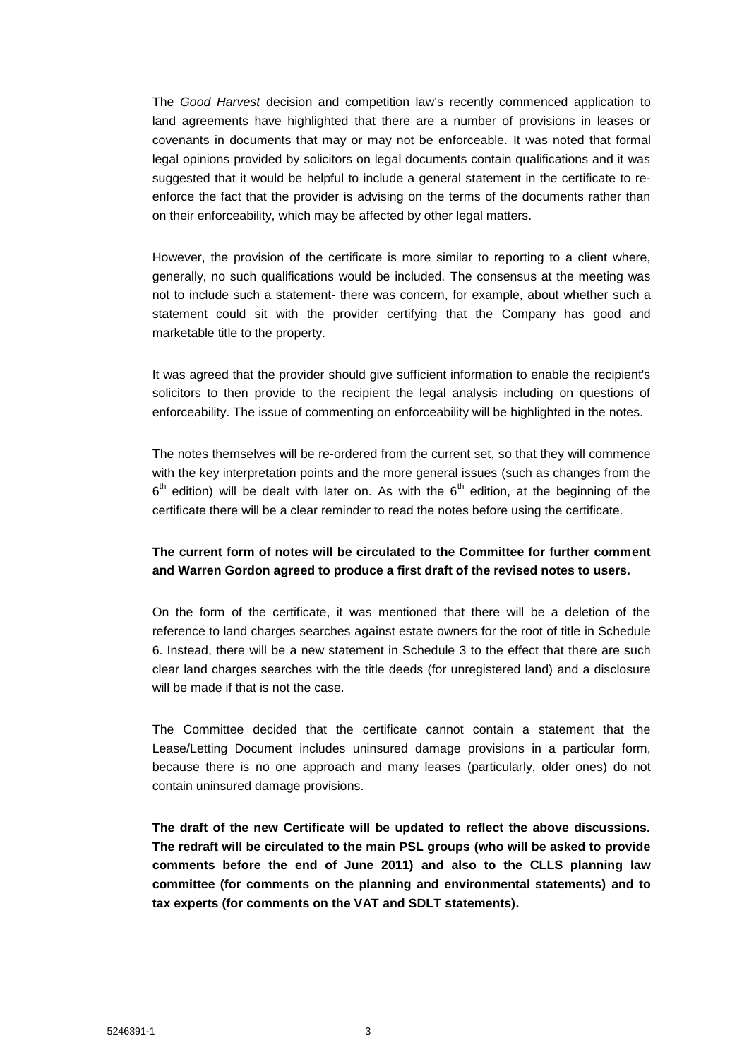The *Good Harvest* decision and competition law's recently commenced application to land agreements have highlighted that there are a number of provisions in leases or covenants in documents that may or may not be enforceable. It was noted that formal legal opinions provided by solicitors on legal documents contain qualifications and it was suggested that it would be helpful to include a general statement in the certificate to re-enforce the fact that the provider is advising on the terms of the documents rather than on their enforceability, which may be affected by other legal matters.

However, the provision of the certificate is more similar to reporting to a client where, generally, no such qualifications would be included. The consensus at the meeting was not to include such a statement- there was concern, for example, about whether such a statement could sit with the provider certifying that the Company has good and marketable title to the property.

It was agreed that the provider should give sufficient information to enable the recipient's solicitors to then provide to the recipient the legal analysis including on questions of enforceability. The issue of commenting on enforceability will be highlighted in the notes.

The notes themselves will be re-ordered from the current set, so that they will commence with the key interpretation points and the more general issues (such as changes from the 6th edition) will be dealt with later on. As with the 6th edition, at the beginning of the certificate there will be a clear reminder to read the notes before using the certificate.

**The current form of notes will be circulated to the Committee for further comment and Warren Gordon agreed to produce a first draft of the revised notes to users.**

On the form of the certificate, it was mentioned that there will be a deletion of the reference to land charges searches against estate owners for the root of title in Schedule 6. Instead, there will be a new statement in Schedule 3 to the effect that there are such clear land charges searches with the title deeds (for unregistered land) and a disclosure will be made if that is not the case.

The Committee decided that the certificate cannot contain a statement that the Lease/Letting Document includes uninsured damage provisions in a particular form, because there is no one approach and many leases (particularly, older ones) do not contain uninsured damage provisions.

**The draft of the new Certificate will be updated to reflect the above discussions. The redraft will be circulated to the main PSL groups (who will be asked to provide comments before the end of June 2011) and also to the CLLS planning law committee (for comments on the planning and environmental statements) and to tax experts (for comments on the VAT and SDLT statements).**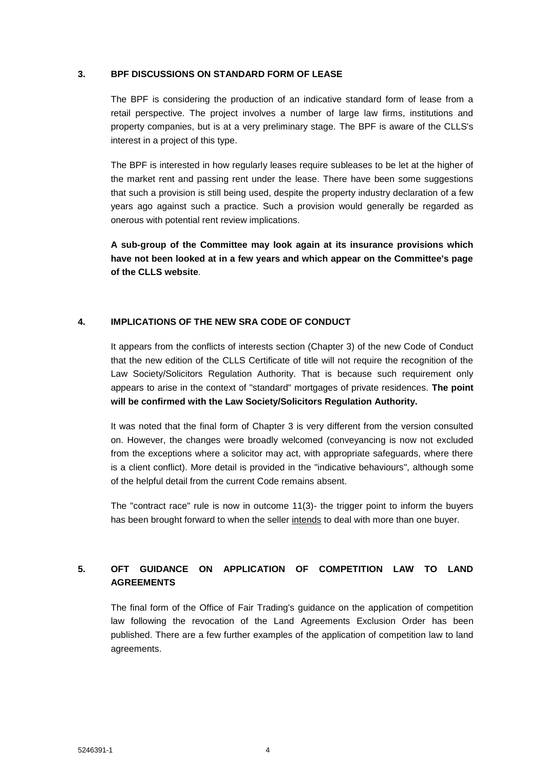## 3. BPF DISCUSSIONS ON STANDARD FORM OF LEASE

The BPF is considering the production of an indicative standard form of lease from a retail perspective. The project involves a number of large law firms, institutions and property companies, but is at a very preliminary stage. The BPF is aware of the CLLS's interest in a project of this type.

The BPF is interested in how regularly leases require subleases to be let at the higher of the market rent and passing rent under the lease. There have been some suggestions that such a provision is still being used, despite the property industry declaration of a few years ago against such a practice. Such a provision would generally be regarded as onerous with potential rent review implications.

**A sub-group of the Committee may look again at its insurance provisions which have not been looked at in a few years and which appear on the Committee's page of the CLLS website**.

## 4. IMPLICATIONS OF THE NEW SRA CODE OF CONDUCT

It appears from the conflicts of interests section (Chapter 3) of the new Code of Conduct that the new edition of the CLLS Certificate of title will not require the recognition of the Law Society/Solicitors Regulation Authority. That is because such requirement only appears to arise in the context of "standard" mortgages of private residences. **The point will be confirmed with the Law Society/Solicitors Regulation Authority.**

It was noted that the final form of Chapter 3 is very different from the version consulted on. However, the changes were broadly welcomed (conveyancing is now not excluded from the exceptions where a solicitor may act, with appropriate safeguards, where there is a client conflict). More detail is provided in the "indicative behaviours", although some of the helpful detail from the current Code remains absent.

The "contract race" rule is now in outcome 11(3)- the trigger point to inform the buyers has been brought forward to when the seller <u>intends</u> to deal with more than one buyer.

## 5. OFT GUIDANCE ON APPLICATION OF COMPETITION LAW TO LAND AGREEMENTS

The final form of the Office of Fair Trading's guidance on the application of competition law following the revocation of the Land Agreements Exclusion Order has been published. There are a few further examples of the application of competition law to land agreements.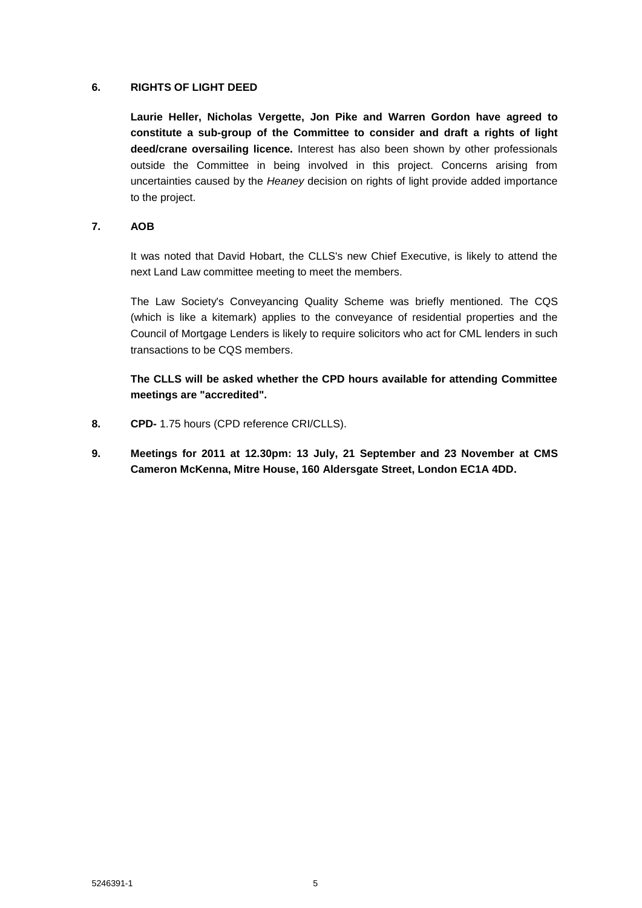**6. RIGHTS OF LIGHT DEED**

**Laurie Heller, Nicholas Vergette, Jon Pike and Warren Gordon have agreed to constitute a sub-group of the Committee to consider and draft a rights of light deed/crane oversailing licence.** Interest has also been shown by other professionals outside the Committee in being involved in this project. Concerns arising from uncertainties caused by the *Heaney* decision on rights of light provide added importance to the project.

**7. AOB**

It was noted that David Hobart, the CLLS's new Chief Executive, is likely to attend the next Land Law committee meeting to meet the members.

The Law Society's Conveyancing Quality Scheme was briefly mentioned. The CQS (which is like a kitemark) applies to the conveyance of residential properties and the Council of Mortgage Lenders is likely to require solicitors who act for CML lenders in such transactions to be CQS members.

**The CLLS will be asked whether the CPD hours available for attending Committee meetings are "accredited".**

**8. CPD-** 1.75 hours (CPD reference CRI/CLLS).

**9. Meetings for 2011 at 12.30pm: 13 July, 21 September and 23 November at CMS Cameron McKenna, Mitre House, 160 Aldersgate Street, London EC1A 4DD.**